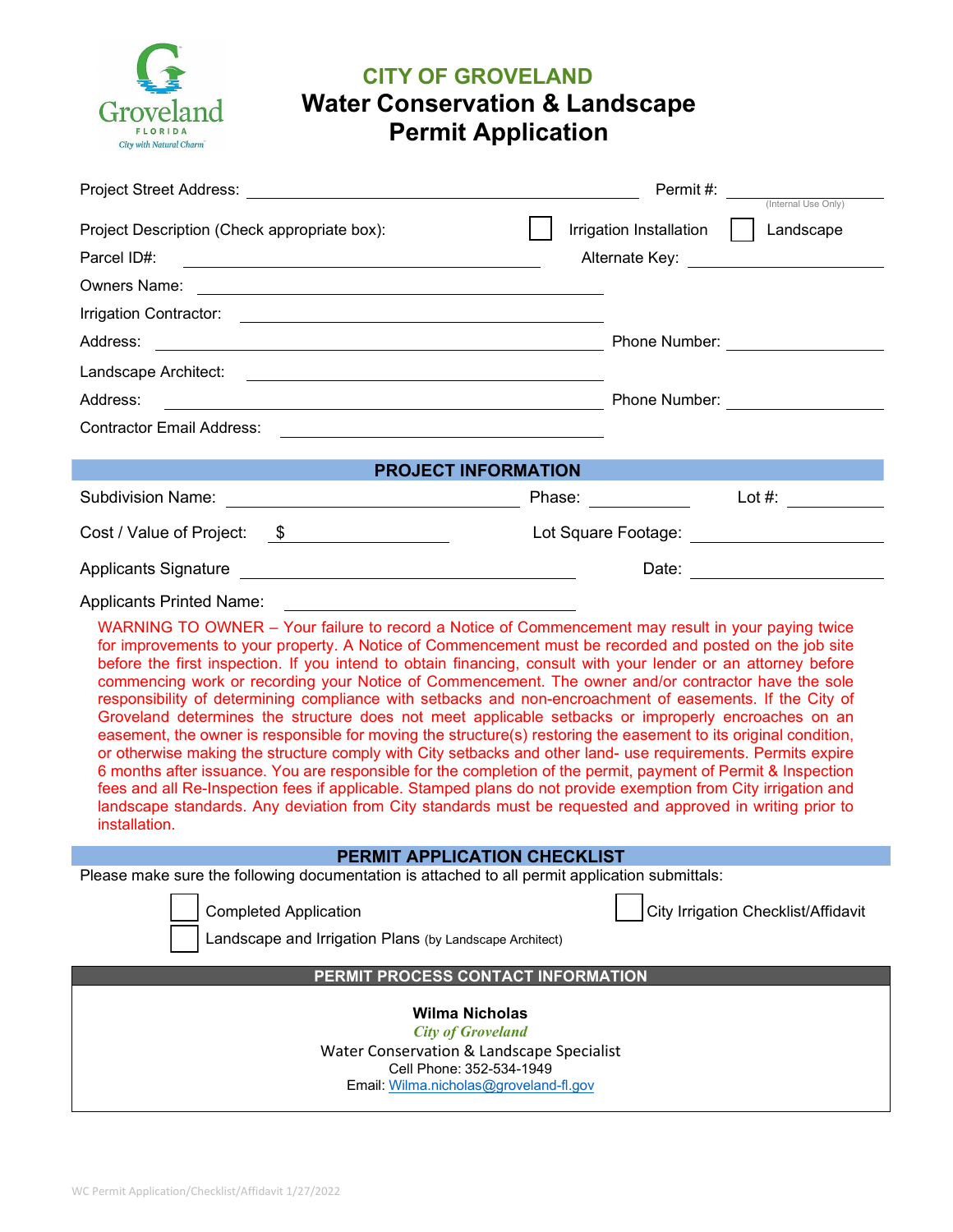Groveland
FLORIDA
City with Natural Charm

# CITY OF GROVELAND
# Water Conservation & Landscape Permit Application

Project Street Address: ______________________ Permit #: __________ (Internal Use Only)

Project Description (Check appropriate box): ☐ Irrigation Installation ☐ Landscape

Parcel ID#: ______________________ Alternate Key: __________

Owners Name: ______________________

Irrigation Contractor: ______________________

Address: ______________________ Phone Number: __________

Landscape Architect: ______________________

Address: ______________________ Phone Number: __________

Contractor Email Address: ______________________

## PROJECT INFORMATION

Subdivision Name: ______________________ Phase: __________ Lot #: __________

Cost / Value of Project: $ __________ Lot Square Footage: __________

Applicants Signature ______________________ Date: __________

Applicants Printed Name: ______________________

WARNING TO OWNER – Your failure to record a Notice of Commencement may result in your paying twice for improvements to your property. A Notice of Commencement must be recorded and posted on the job site before the first inspection. If you intend to obtain financing, consult with your lender or an attorney before commencing work or recording your Notice of Commencement. The owner and/or contractor have the sole responsibility of determining compliance with setbacks and non-encroachment of easements. If the City of Groveland determines the structure does not meet applicable setbacks or improperly encroaches on an easement, the owner is responsible for moving the structure(s) restoring the easement to its original condition, or otherwise making the structure comply with City setbacks and other land- use requirements. Permits expire 6 months after issuance. You are responsible for the completion of the permit, payment of Permit & Inspection fees and all Re-Inspection fees if applicable. Stamped plans do not provide exemption from City irrigation and landscape standards. Any deviation from City standards must be requested and approved in writing prior to installation.

## PERMIT APPLICATION CHECKLIST

Please make sure the following documentation is attached to all permit application submittals:

☐ Completed Application ☐ City Irrigation Checklist/Affidavit

☐ Landscape and Irrigation Plans (by Landscape Architect)

## PERMIT PROCESS CONTACT INFORMATION

**Wilma Nicholas**
*City of Groveland*
Water Conservation & Landscape Specialist
Cell Phone: 352-534-1949
Email: Wilma.nicholas@groveland-fl.gov

WC Permit Application/Checklist/Affidavit 1/27/2022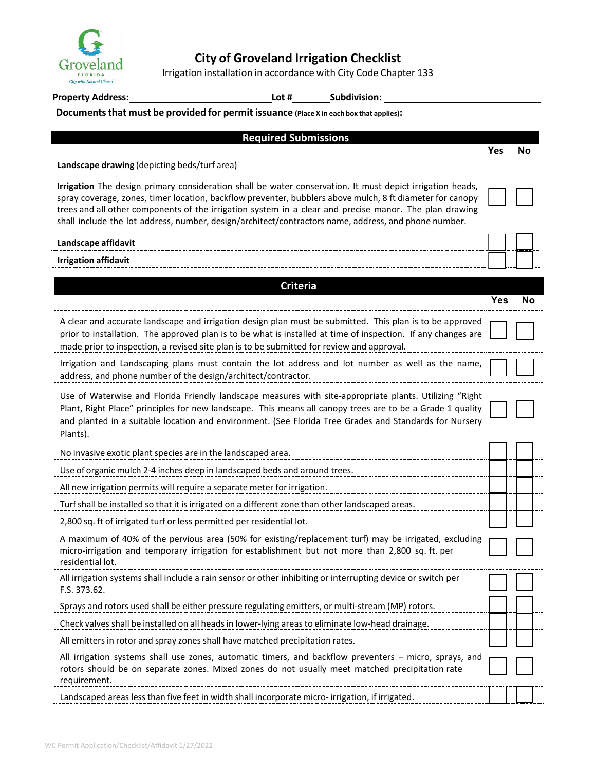# City of Groveland Irrigation Checklist

Irrigation installation in accordance with City Code Chapter 133

**Property Address:** ______________________ **Lot #** ________ **Subdivision:** ______________________

**Documents that must be provided for permit issuance** (Place X in each box that applies):

| Required Submissions | Yes | No |
|---|---|---|
| **Landscape drawing** (depicting beds/turf area) | | |
| **Irrigation** The design primary consideration shall be water conservation. It must depict irrigation heads, spray coverage, zones, timer location, backflow preventer, bubblers above mulch, 8 ft diameter for canopy trees and all other components of the irrigation system in a clear and precise manor. The plan drawing shall include the lot address, number, design/architect/contractors name, address, and phone number. | ☐ | ☐ |
| **Landscape affidavit** | ☐ | ☐ |
| **Irrigation affidavit** | ☐ | ☐ |

| Criteria | Yes | No |
|---|---|---|
| A clear and accurate landscape and irrigation design plan must be submitted. This plan is to be approved prior to installation. The approved plan is to be what is installed at time of inspection. If any changes are made prior to inspection, a revised site plan is to be submitted for review and approval. | ☐ | ☐ |
| Irrigation and Landscaping plans must contain the lot address and lot number as well as the name, address, and phone number of the design/architect/contractor. | ☐ | ☐ |
| Use of Waterwise and Florida Friendly landscape measures with site-appropriate plants. Utilizing "Right Plant, Right Place" principles for new landscape. This means all canopy trees are to be a Grade 1 quality and planted in a suitable location and environment. (See Florida Tree Grades and Standards for Nursery Plants). | ☐ | ☐ |
| No invasive exotic plant species are in the landscaped area. | ☐ | ☐ |
| Use of organic mulch 2-4 inches deep in landscaped beds and around trees. | ☐ | ☐ |
| All new irrigation permits will require a separate meter for irrigation. | ☐ | ☐ |
| Turf shall be installed so that it is irrigated on a different zone than other landscaped areas. | ☐ | ☐ |
| 2,800 sq. ft of irrigated turf or less permitted per residential lot. | ☐ | ☐ |
| A maximum of 40% of the pervious area (50% for existing/replacement turf) may be irrigated, excluding micro-irrigation and temporary irrigation for establishment but not more than 2,800 sq. ft. per residential lot. | ☐ | ☐ |
| All irrigation systems shall include a rain sensor or other inhibiting or interrupting device or switch per F.S. 373.62. | ☐ | ☐ |
| Sprays and rotors used shall be either pressure regulating emitters, or multi-stream (MP) rotors. | ☐ | ☐ |
| Check valves shall be installed on all heads in lower-lying areas to eliminate low-head drainage. | ☐ | ☐ |
| All emitters in rotor and spray zones shall have matched precipitation rates. | ☐ | ☐ |
| All irrigation systems shall use zones, automatic timers, and backflow preventers – micro, sprays, and rotors should be on separate zones. Mixed zones do not usually meet matched precipitation rate requirement. | ☐ | ☐ |
| Landscaped areas less than five feet in width shall incorporate micro- irrigation, if irrigated. | ☐ | ☐ |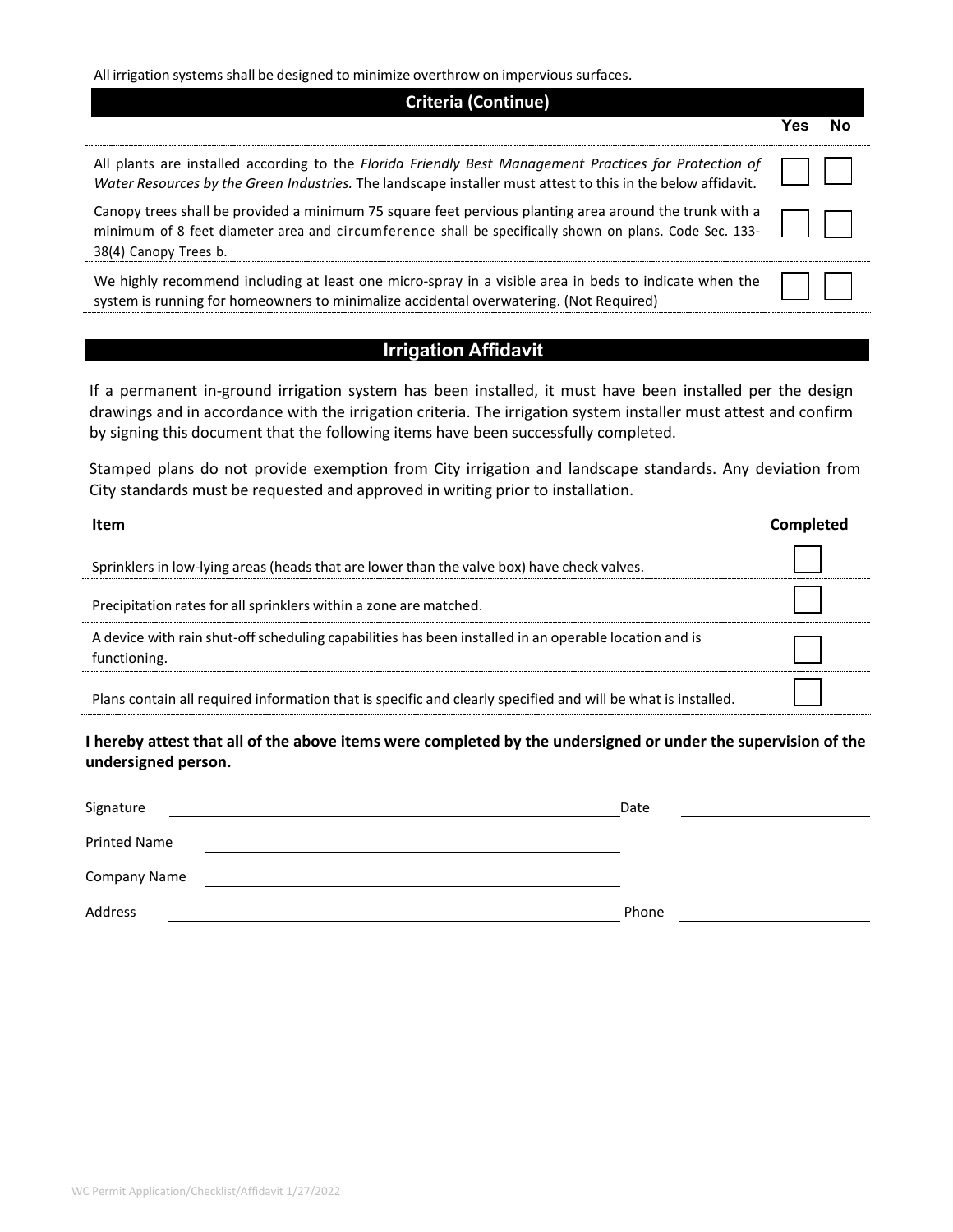All irrigation systems shall be designed to minimize overthrow on impervious surfaces.

## Criteria (Continue)

| | Yes | No |
|---|---|---|
| All plants are installed according to the *Florida Friendly Best Management Practices for Protection of Water Resources by the Green Industries.* The landscape installer must attest to this in the below affidavit. | ☐ | ☐ |
| Canopy trees shall be provided a minimum 75 square feet pervious planting area around the trunk with a minimum of 8 feet diameter area and circumference shall be specifically shown on plans. Code Sec. 133-38(4) Canopy Trees b. | ☐ | ☐ |
| We highly recommend including at least one micro-spray in a visible area in beds to indicate when the system is running for homeowners to minimalize accidental overwatering. (Not Required) | ☐ | ☐ |

## Irrigation Affidavit

If a permanent in-ground irrigation system has been installed, it must have been installed per the design drawings and in accordance with the irrigation criteria. The irrigation system installer must attest and confirm by signing this document that the following items have been successfully completed.

Stamped plans do not provide exemption from City irrigation and landscape standards. Any deviation from City standards must be requested and approved in writing prior to installation.

| Item | Completed |
|---|---|
| Sprinklers in low-lying areas (heads that are lower than the valve box) have check valves. | ☐ |
| Precipitation rates for all sprinklers within a zone are matched. | ☐ |
| A device with rain shut-off scheduling capabilities has been installed in an operable location and is functioning. | ☐ |
| Plans contain all required information that is specific and clearly specified and will be what is installed. | ☐ |

**I hereby attest that all of the above items were completed by the undersigned or under the supervision of the undersigned person.**

Signature ______________________________ Date ______________

Printed Name ______________________________

Company Name ______________________________

Address ______________________________ Phone ______________

WC Permit Application/Checklist/Affidavit 1/27/2022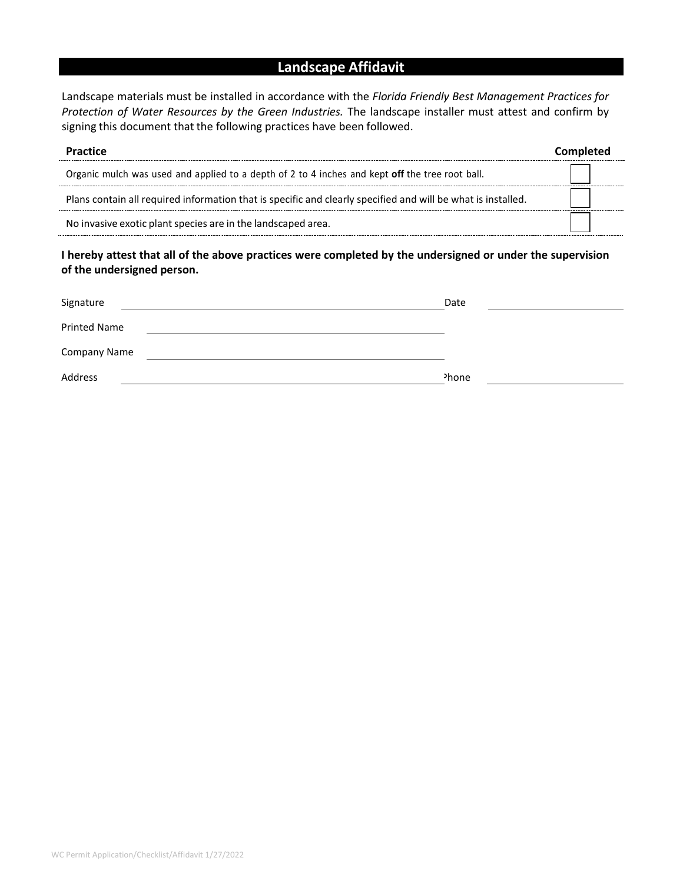# Landscape Affidavit

Landscape materials must be installed in accordance with the *Florida Friendly Best Management Practices for Protection of Water Resources by the Green Industries.* The landscape installer must attest and confirm by signing this document that the following practices have been followed.

| Practice | Completed |
|---|---|
| Organic mulch was used and applied to a depth of 2 to 4 inches and kept **off** the tree root ball. | ☐ |
| Plans contain all required information that is specific and clearly specified and will be what is installed. | ☐ |
| No invasive exotic plant species are in the landscaped area. | ☐ |

**I hereby attest that all of the above practices were completed by the undersigned or under the supervision of the undersigned person.**

Signature ______________________________ Date ______________

Printed Name ______________________________

Company Name ______________________________

Address ______________________________ Phone ______________

WC Permit Application/Checklist/Affidavit 1/27/2022